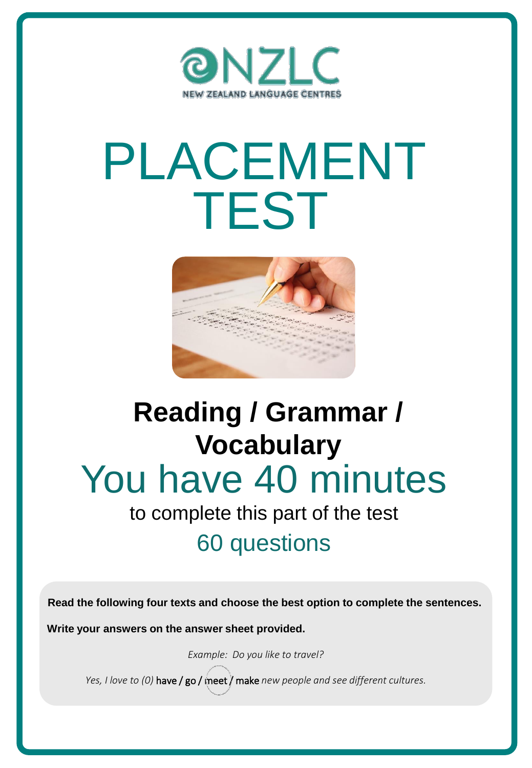NZLC

NEW ZEALAND LANGUAGE CENTRES

# PLACEMENT TEST

## Reading / Grammar / Vocabulary

## You have 40 minutes

to complete this part of the test

60 questions

**Read the following four texts and choose the best option to complete the sentences.**

**Write your answers on the answer sheet provided.**

*Example: Do you like to travel?*

*Yes, I love to (0)* have / go / meet / make *new people and see different cultures.*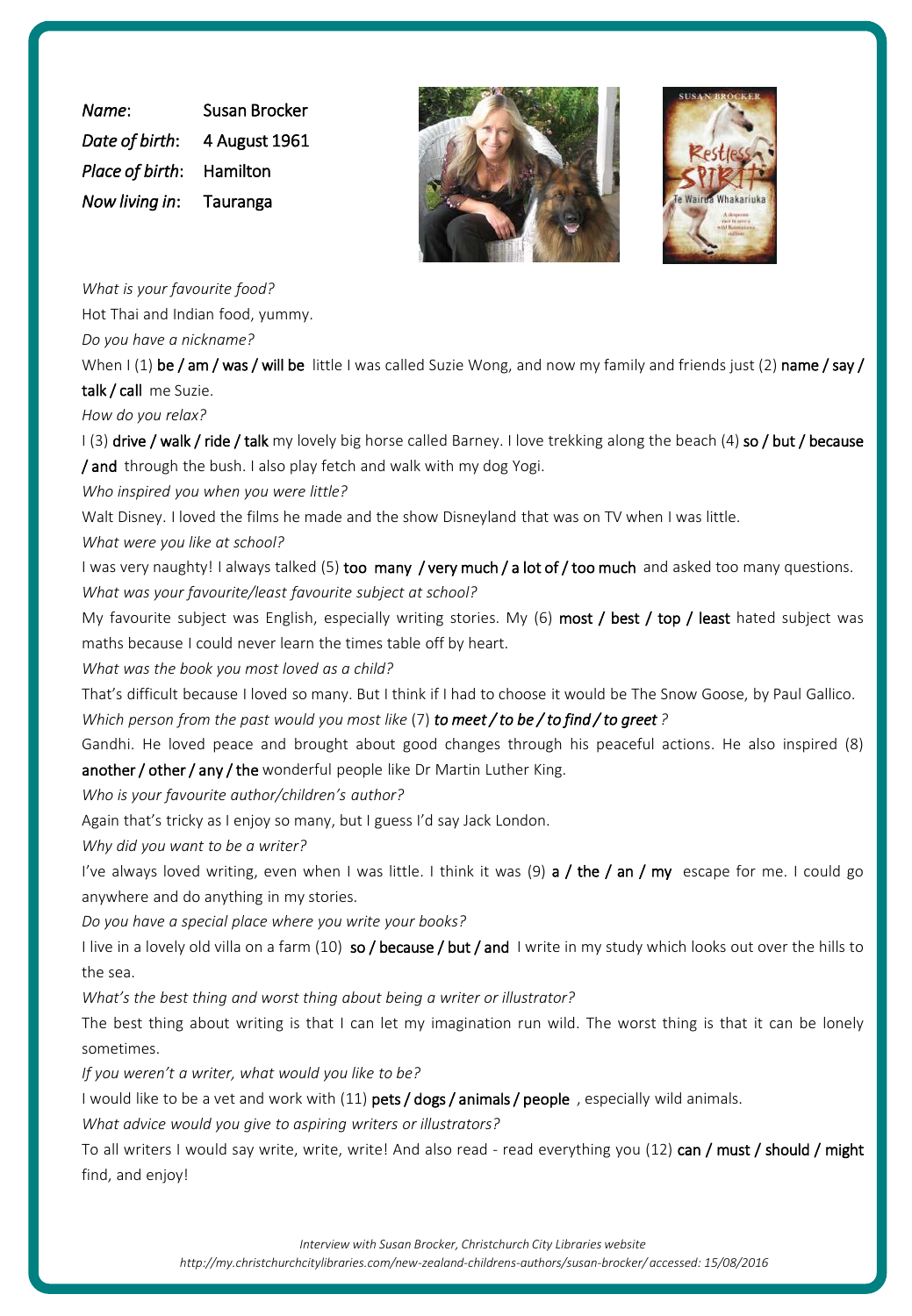*Name*: Susan Brocker
*Date of birth*: 4 August 1961
*Place of birth*: Hamilton
*Now living in*: Tauranga

*What is your favourite food?*

Hot Thai and Indian food, yummy.

*Do you have a nickname?*

When I (1) **be / am / was / will be** little I was called Suzie Wong, and now my family and friends just (2) **name / say / talk / call** me Suzie.

*How do you relax?*

I (3) **drive / walk / ride / talk** my lovely big horse called Barney. I love trekking along the beach (4) **so / but / because / and** through the bush. I also play fetch and walk with my dog Yogi.

*Who inspired you when you were little?*

Walt Disney. I loved the films he made and the show Disneyland that was on TV when I was little.

*What were you like at school?*

I was very naughty! I always talked (5) **too many / very much / a lot of / too much** and asked too many questions.

*What was your favourite/least favourite subject at school?*

My favourite subject was English, especially writing stories. My (6) **most / best / top / least** hated subject was maths because I could never learn the times table off by heart.

*What was the book you most loved as a child?*

That's difficult because I loved so many. But I think if I had to choose it would be The Snow Goose, by Paul Gallico.

*Which person from the past would you most like* (7) ***to meet / to be / to find / to greet*** *?*

Gandhi. He loved peace and brought about good changes through his peaceful actions. He also inspired (8) **another / other / any / the** wonderful people like Dr Martin Luther King.

*Who is your favourite author/children's author?*

Again that's tricky as I enjoy so many, but I guess I'd say Jack London.

*Why did you want to be a writer?*

I've always loved writing, even when I was little. I think it was (9) **a / the / an / my** escape for me. I could go anywhere and do anything in my stories.

*Do you have a special place where you write your books?*

I live in a lovely old villa on a farm (10) **so / because / but / and** I write in my study which looks out over the hills to the sea.

*What's the best thing and worst thing about being a writer or illustrator?*

The best thing about writing is that I can let my imagination run wild. The worst thing is that it can be lonely sometimes.

*If you weren't a writer, what would you like to be?*

I would like to be a vet and work with (11) **pets / dogs / animals / people** , especially wild animals.

*What advice would you give to aspiring writers or illustrators?*

To all writers I would say write, write, write! And also read - read everything you (12) **can / must / should / might** find, and enjoy!

*Interview with Susan Brocker, Christchurch City Libraries website*
*http://my.christchurchcitylibraries.com/new-zealand-childrens-authors/susan-brocker/ accessed: 15/08/2016*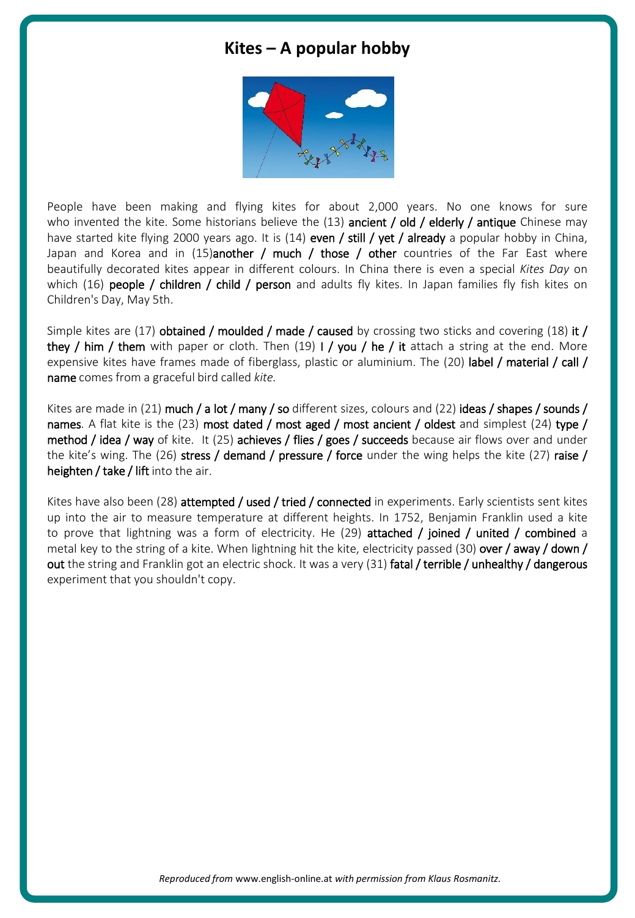# Kites – A popular hobby

People have been making and flying kites for about 2,000 years. No one knows for sure who invented the kite. Some historians believe the (13) ancient / old / elderly / antique Chinese may have started kite flying 2000 years ago. It is (14) even / still / yet / already a popular hobby in China, Japan and Korea and in (15)another / much / those / other countries of the Far East where beautifully decorated kites appear in different colours. In China there is even a special *Kites Day* on which (16) people / children / child / person and adults fly kites. In Japan families fly fish kites on Children's Day, May 5th.

Simple kites are (17) obtained / moulded / made / caused by crossing two sticks and covering (18) it / they / him / them with paper or cloth. Then (19) I / you / he / it attach a string at the end. More expensive kites have frames made of fiberglass, plastic or aluminium. The (20) label / material / call / name comes from a graceful bird called *kite.*

Kites are made in (21) much / a lot / many / so different sizes, colours and (22) ideas / shapes / sounds / names. A flat kite is the (23) most dated / most aged / most ancient / oldest and simplest (24) type / method / idea / way of kite. It (25) achieves / flies / goes / succeeds because air flows over and under the kite's wing. The (26) stress / demand / pressure / force under the wing helps the kite (27) raise / heighten / take / lift into the air.

Kites have also been (28) attempted / used / tried / connected in experiments. Early scientists sent kites up into the air to measure temperature at different heights. In 1752, Benjamin Franklin used a kite to prove that lightning was a form of electricity. He (29) attached / joined / united / combined a metal key to the string of a kite. When lightning hit the kite, electricity passed (30) over / away / down / out the string and Franklin got an electric shock. It was a very (31) fatal / terrible / unhealthy / dangerous experiment that you shouldn't copy.

*Reproduced from* www.english-online.at *with permission from Klaus Rosmanitz.*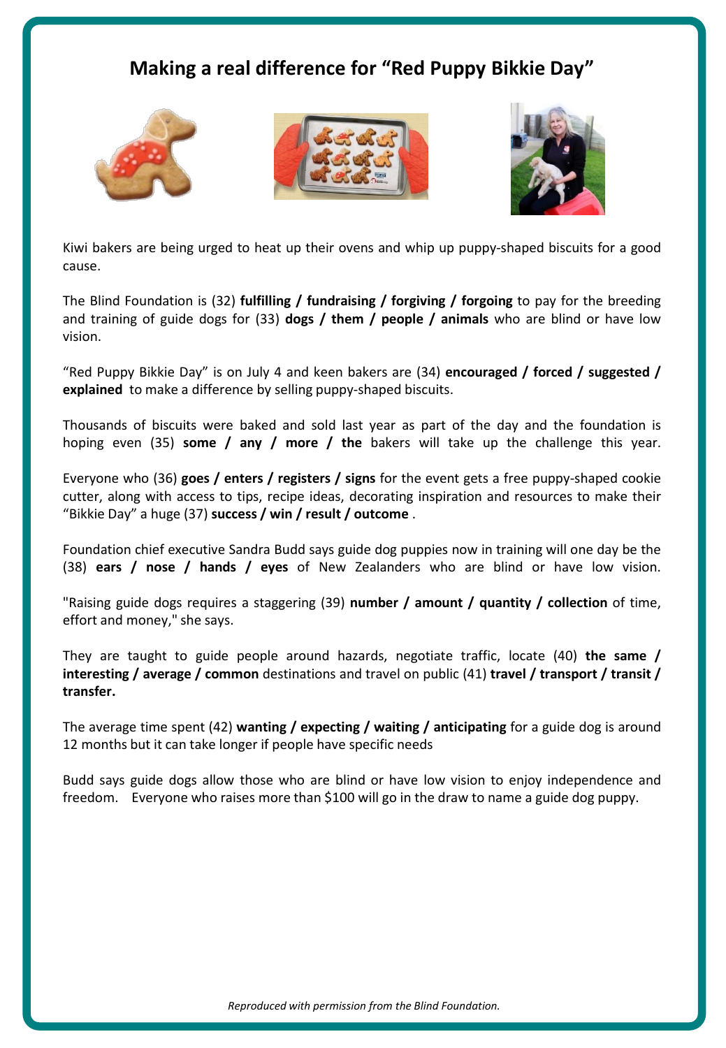# Making a real difference for "Red Puppy Bikkie Day"

Kiwi bakers are being urged to heat up their ovens and whip up puppy-shaped biscuits for a good cause.

The Blind Foundation is (32) **fulfilling / fundraising / forgiving / forgoing** to pay for the breeding and training of guide dogs for (33) **dogs / them / people / animals** who are blind or have low vision.

"Red Puppy Bikkie Day" is on July 4 and keen bakers are (34) **encouraged / forced / suggested / explained** to make a difference by selling puppy-shaped biscuits.

Thousands of biscuits were baked and sold last year as part of the day and the foundation is hoping even (35) **some / any / more / the** bakers will take up the challenge this year.

Everyone who (36) **goes / enters / registers / signs** for the event gets a free puppy-shaped cookie cutter, along with access to tips, recipe ideas, decorating inspiration and resources to make their "Bikkie Day" a huge (37) **success / win / result / outcome** .

Foundation chief executive Sandra Budd says guide dog puppies now in training will one day be the (38) **ears / nose / hands / eyes** of New Zealanders who are blind or have low vision.

"Raising guide dogs requires a staggering (39) **number / amount / quantity / collection** of time, effort and money," she says.

They are taught to guide people around hazards, negotiate traffic, locate (40) **the same / interesting / average / common** destinations and travel on public (41) **travel / transport / transit / transfer.**

The average time spent (42) **wanting / expecting / waiting / anticipating** for a guide dog is around 12 months but it can take longer if people have specific needs

Budd says guide dogs allow those who are blind or have low vision to enjoy independence and freedom. Everyone who raises more than $100 will go in the draw to name a guide dog puppy.

*Reproduced with permission from the Blind Foundation.*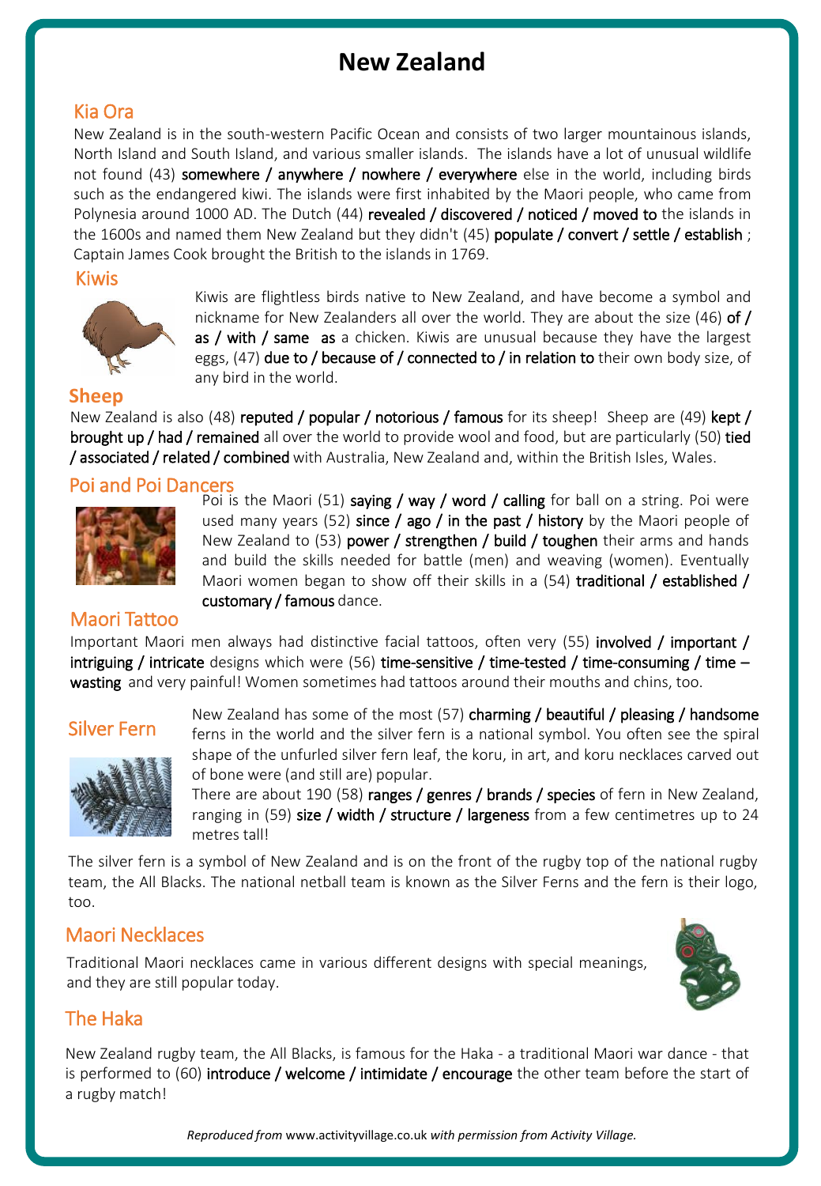# New Zealand

## Kia Ora

New Zealand is in the south-western Pacific Ocean and consists of two larger mountainous islands, North Island and South Island, and various smaller islands. The islands have a lot of unusual wildlife not found (43) somewhere / anywhere / nowhere / everywhere else in the world, including birds such as the endangered kiwi. The islands were first inhabited by the Maori people, who came from Polynesia around 1000 AD. The Dutch (44) revealed / discovered / noticed / moved to the islands in the 1600s and named them New Zealand but they didn't (45) populate / convert / settle / establish ; Captain James Cook brought the British to the islands in 1769.

## Kiwis

Kiwis are flightless birds native to New Zealand, and have become a symbol and nickname for New Zealanders all over the world. They are about the size (46) of / as / with / same as a chicken. Kiwis are unusual because they have the largest eggs, (47) due to / because of / connected to / in relation to their own body size, of any bird in the world.

## Sheep

New Zealand is also (48) reputed / popular / notorious / famous for its sheep! Sheep are (49) kept / brought up / had / remained all over the world to provide wool and food, but are particularly (50) tied / associated / related / combined with Australia, New Zealand and, within the British Isles, Wales.

## Poi and Poi Dancers

Poi is the Maori (51) saying / way / word / calling for ball on a string. Poi were used many years (52) since / ago / in the past / history by the Maori people of New Zealand to (53) power / strengthen / build / toughen their arms and hands and build the skills needed for battle (men) and weaving (women). Eventually Maori women began to show off their skills in a (54) traditional / established / customary / famous dance.

## Maori Tattoo

Important Maori men always had distinctive facial tattoos, often very (55) involved / important / intriguing / intricate designs which were (56) time-sensitive / time-tested / time-consuming / time – wasting and very painful! Women sometimes had tattoos around their mouths and chins, too.

## Silver Fern

New Zealand has some of the most (57) charming / beautiful / pleasing / handsome ferns in the world and the silver fern is a national symbol. You often see the spiral shape of the unfurled silver fern leaf, the koru, in art, and koru necklaces carved out of bone were (and still are) popular.

There are about 190 (58) ranges / genres / brands / species of fern in New Zealand, ranging in (59) size / width / structure / largeness from a few centimetres up to 24 metres tall!

The silver fern is a symbol of New Zealand and is on the front of the rugby top of the national rugby team, the All Blacks. The national netball team is known as the Silver Ferns and the fern is their logo, too.

## Maori Necklaces

Traditional Maori necklaces came in various different designs with special meanings, and they are still popular today.

## The Haka

New Zealand rugby team, the All Blacks, is famous for the Haka - a traditional Maori war dance - that is performed to (60) introduce / welcome / intimidate / encourage the other team before the start of a rugby match!

*Reproduced from* www.activityvillage.co.uk *with permission from Activity Village.*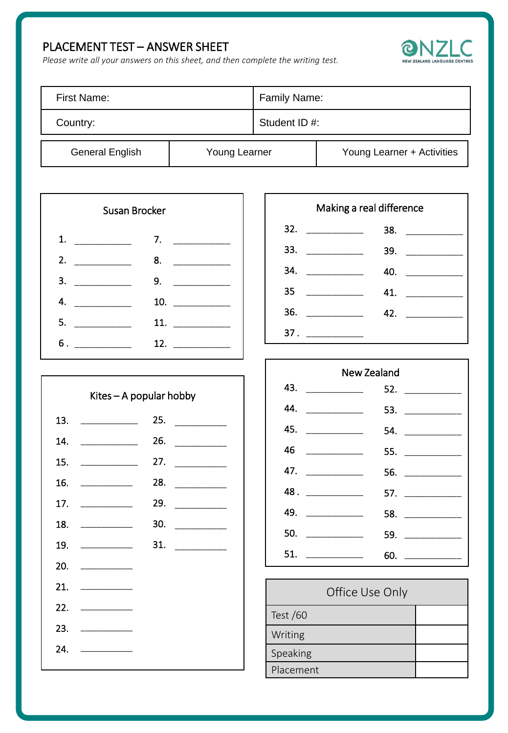# PLACEMENT TEST – ANSWER SHEET

*Please write all your answers on this sheet, and then complete the writing test.*

NZLC
NEW ZEALAND LANGUAGE CENTRES

| First Name: | Family Name: |
|---|---|
| Country: | Student ID #: |

| General English | Young Learner | Young Learner + Activities |
|---|---|---|

## Susan Brocker

1. ___________
2. ___________
3. ___________
4. ___________
5. ___________
6. ___________
7. ___________
8. ___________
9. ___________
10. ___________
11. ___________
12. ___________

## Kites – A popular hobby

13. ___________
14. ___________
15. ___________
16. __________
17. __________
18. __________
19. __________
20. __________
21. __________
22. __________
23. __________
24. __________
25. __________
26. __________
27. __________
28. __________
29. __________
30. __________
31. __________

## Making a real difference

32. ___________
33. ___________
34. ___________
35 ___________
36. ___________
37 . ___________
38. ___________
39. ___________
40. ___________
41. ___________
42. ___________

## New Zealand

43. ___________
44. ___________
45. ___________
46 ___________
47. ___________
48 . ___________
49. ___________
50. ___________
51. ___________
52. ___________
53. ___________
54. ___________
55. ___________
56. ___________
57. ___________
58. ___________
59. ___________
60. ___________

| Office Use Only | |
|---|---|
| Test /60 | |
| Writing | |
| Speaking | |
| Placement | |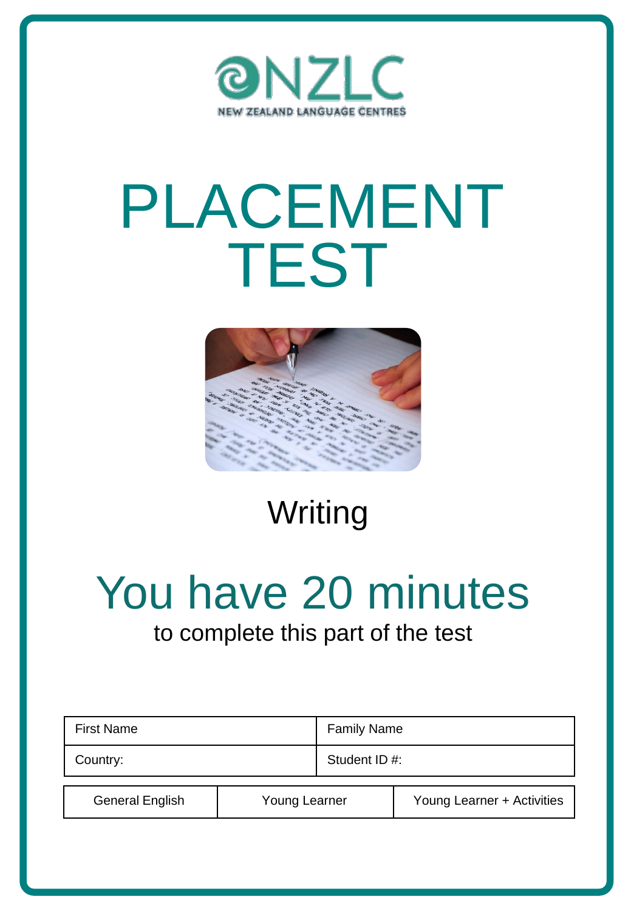NZLC

NEW ZEALAND LANGUAGE CENTRES

# PLACEMENT TEST

## Writing

## You have 20 minutes

to complete this part of the test

| First Name | Family Name |
|---|---|
| Country: | Student ID #: |

| General English | Young Learner | Young Learner + Activities |
|---|---|---|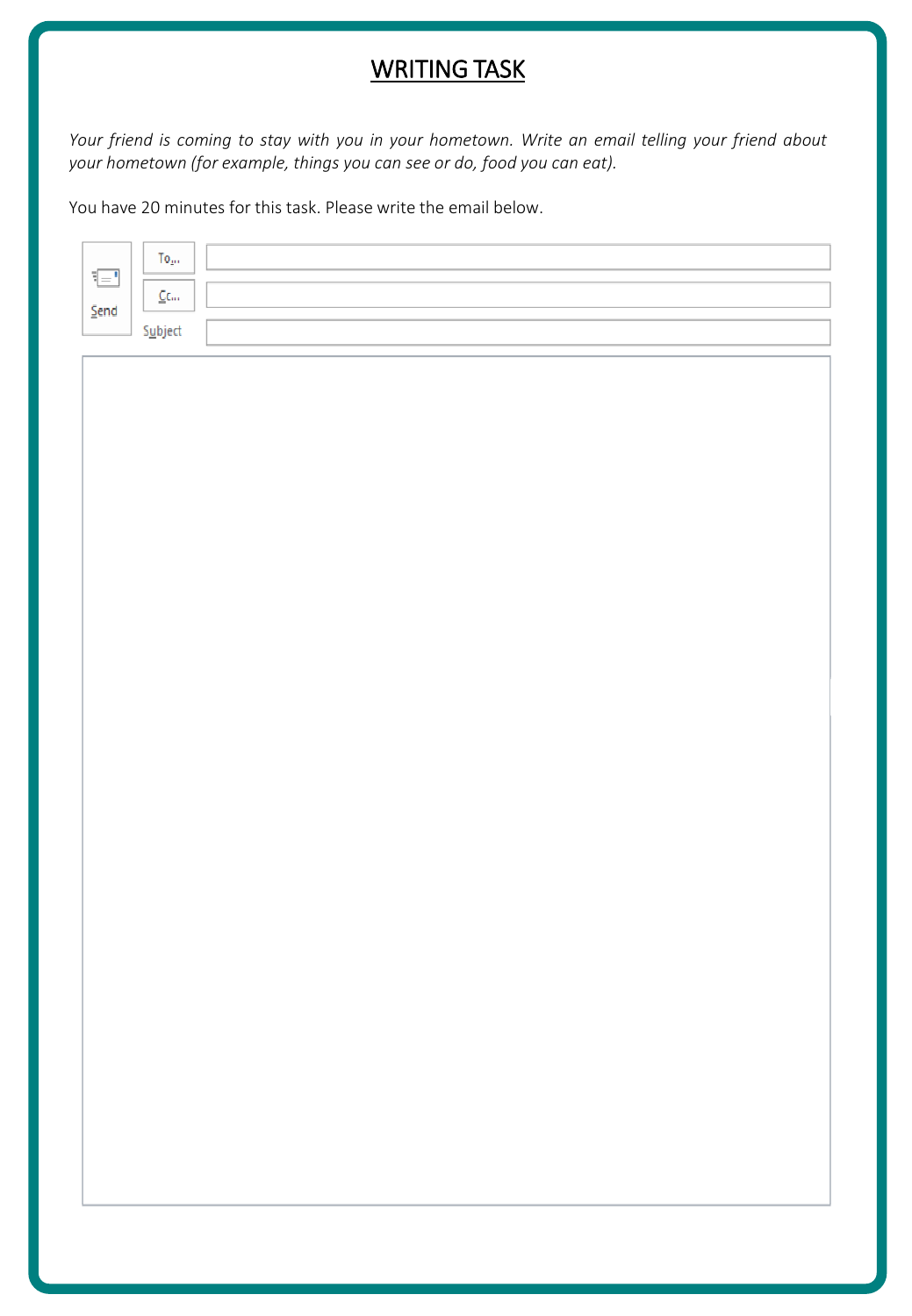# WRITING TASK

*Your friend is coming to stay with you in your hometown. Write an email telling your friend about your hometown (for example, things you can see or do, food you can eat).*

You have 20 minutes for this task. Please write the email below.

Send

To...

Cc...

Subject